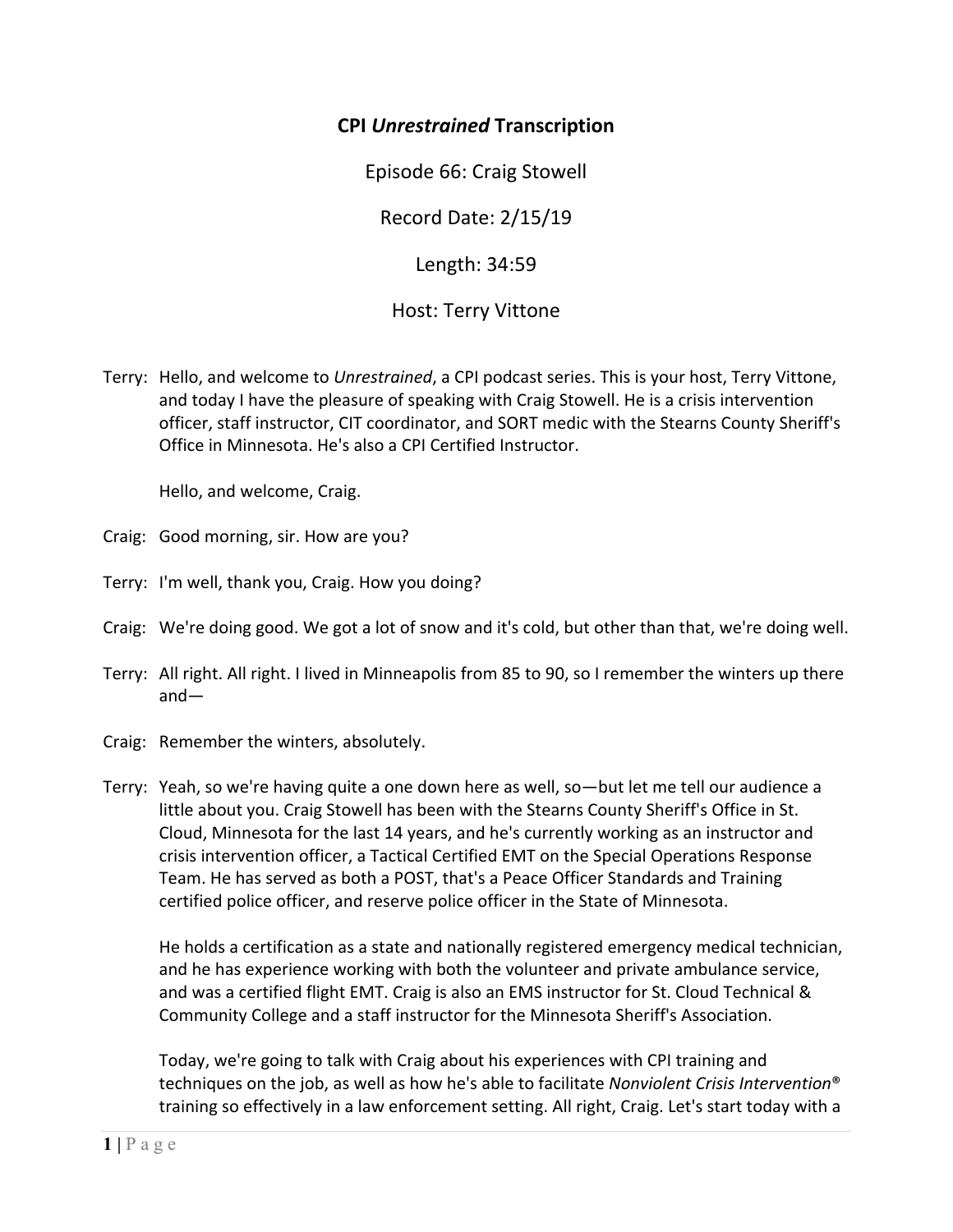# CPI *Unrestrained* Transcription

Episode 66: Craig Stowell

Record Date: 2/15/19

Length: 34:59

Host: Terry Vittone

Terry: Hello, and welcome to *Unrestrained*, a CPI podcast series. This is your host, Terry Vittone, and today I have the pleasure of speaking with Craig Stowell. He is a crisis intervention officer, staff instructor, CIT coordinator, and SORT medic with the Stearns County Sheriff's Office in Minnesota. He's also a CPI Certified Instructor.

Hello, and welcome, Craig.

Craig: Good morning, sir. How are you?

Terry: I'm well, thank you, Craig. How you doing?

Craig: We're doing good. We got a lot of snow and it's cold, but other than that, we're doing well.

Terry: All right. All right. I lived in Minneapolis from 85 to 90, so I remember the winters up there and—

Craig: Remember the winters, absolutely.

Terry: Yeah, so we're having quite a one down here as well, so—but let me tell our audience a little about you. Craig Stowell has been with the Stearns County Sheriff's Office in St. Cloud, Minnesota for the last 14 years, and he's currently working as an instructor and crisis intervention officer, a Tactical Certified EMT on the Special Operations Response Team. He has served as both a POST, that's a Peace Officer Standards and Training certified police officer, and reserve police officer in the State of Minnesota.

He holds a certification as a state and nationally registered emergency medical technician, and he has experience working with both the volunteer and private ambulance service, and was a certified flight EMT. Craig is also an EMS instructor for St. Cloud Technical & Community College and a staff instructor for the Minnesota Sheriff's Association.

Today, we're going to talk with Craig about his experiences with CPI training and techniques on the job, as well as how he's able to facilitate *Nonviolent Crisis Intervention®* training so effectively in a law enforcement setting. All right, Craig. Let's start today with a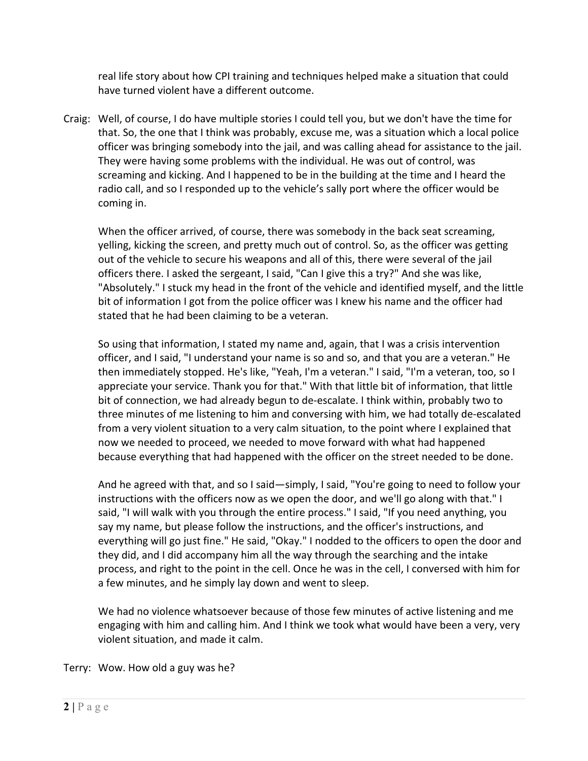real life story about how CPI training and techniques helped make a situation that could have turned violent have a different outcome.

Craig: Well, of course, I do have multiple stories I could tell you, but we don't have the time for that. So, the one that I think was probably, excuse me, was a situation which a local police officer was bringing somebody into the jail, and was calling ahead for assistance to the jail. They were having some problems with the individual. He was out of control, was screaming and kicking. And I happened to be in the building at the time and I heard the radio call, and so I responded up to the vehicle's sally port where the officer would be coming in.

When the officer arrived, of course, there was somebody in the back seat screaming, yelling, kicking the screen, and pretty much out of control. So, as the officer was getting out of the vehicle to secure his weapons and all of this, there were several of the jail officers there. I asked the sergeant, I said, "Can I give this a try?" And she was like, "Absolutely." I stuck my head in the front of the vehicle and identified myself, and the little bit of information I got from the police officer was I knew his name and the officer had stated that he had been claiming to be a veteran.

So using that information, I stated my name and, again, that I was a crisis intervention officer, and I said, "I understand your name is so and so, and that you are a veteran." He then immediately stopped. He's like, "Yeah, I'm a veteran." I said, "I'm a veteran, too, so I appreciate your service. Thank you for that." With that little bit of information, that little bit of connection, we had already begun to de-escalate. I think within, probably two to three minutes of me listening to him and conversing with him, we had totally de-escalated from a very violent situation to a very calm situation, to the point where I explained that now we needed to proceed, we needed to move forward with what had happened because everything that had happened with the officer on the street needed to be done.

And he agreed with that, and so I said—simply, I said, "You're going to need to follow your instructions with the officers now as we open the door, and we'll go along with that." I said, "I will walk with you through the entire process." I said, "If you need anything, you say my name, but please follow the instructions, and the officer's instructions, and everything will go just fine." He said, "Okay." I nodded to the officers to open the door and they did, and I did accompany him all the way through the searching and the intake process, and right to the point in the cell. Once he was in the cell, I conversed with him for a few minutes, and he simply lay down and went to sleep.

We had no violence whatsoever because of those few minutes of active listening and me engaging with him and calling him. And I think we took what would have been a very, very violent situation, and made it calm.

Terry: Wow. How old a guy was he?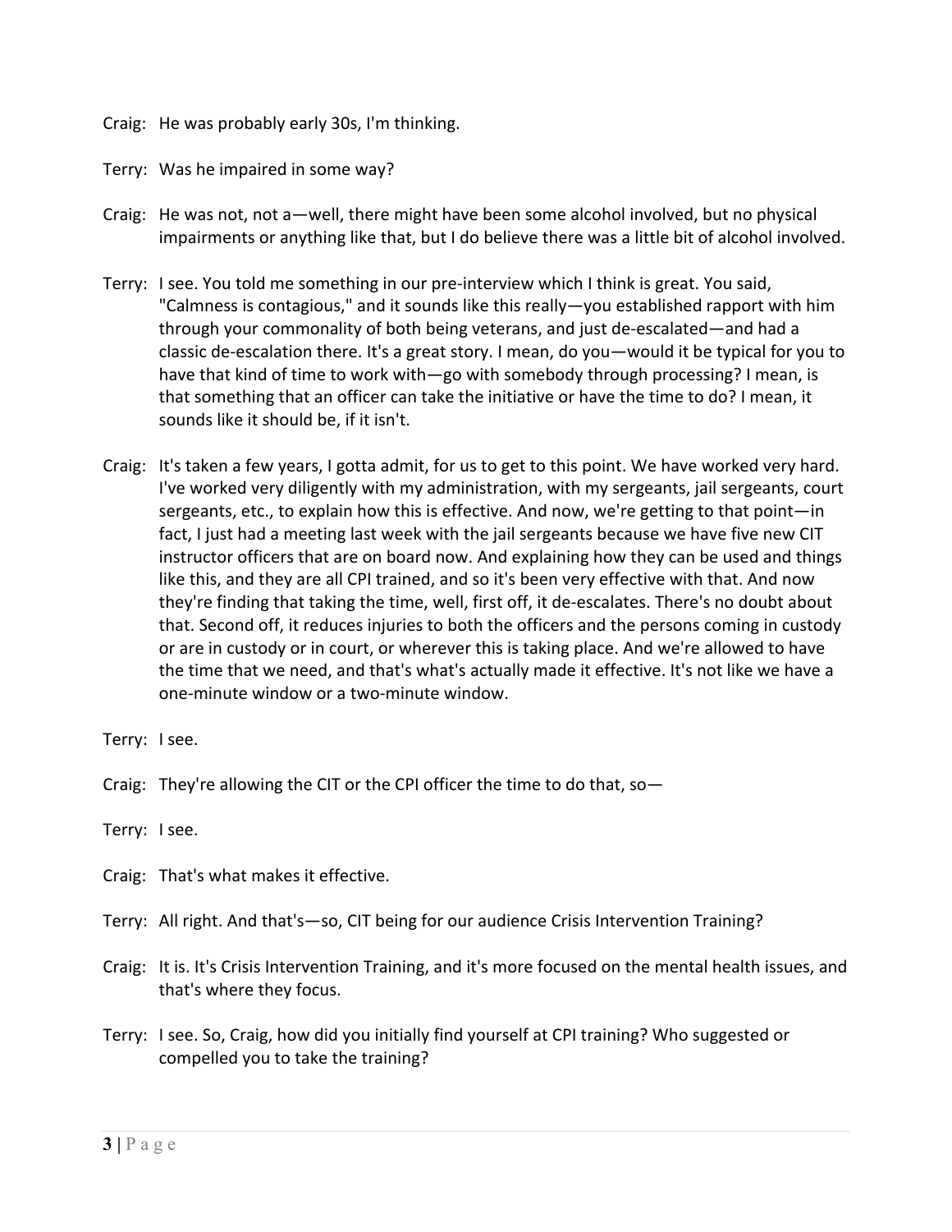Craig: He was probably early 30s, I'm thinking.

Terry: Was he impaired in some way?

Craig: He was not, not a—well, there might have been some alcohol involved, but no physical impairments or anything like that, but I do believe there was a little bit of alcohol involved.

Terry: I see. You told me something in our pre-interview which I think is great. You said, "Calmness is contagious," and it sounds like this really—you established rapport with him through your commonality of both being veterans, and just de-escalated—and had a classic de-escalation there. It's a great story. I mean, do you—would it be typical for you to have that kind of time to work with—go with somebody through processing? I mean, is that something that an officer can take the initiative or have the time to do? I mean, it sounds like it should be, if it isn't.

Craig: It's taken a few years, I gotta admit, for us to get to this point. We have worked very hard. I've worked very diligently with my administration, with my sergeants, jail sergeants, court sergeants, etc., to explain how this is effective. And now, we're getting to that point—in fact, I just had a meeting last week with the jail sergeants because we have five new CIT instructor officers that are on board now. And explaining how they can be used and things like this, and they are all CPI trained, and so it's been very effective with that. And now they're finding that taking the time, well, first off, it de-escalates. There's no doubt about that. Second off, it reduces injuries to both the officers and the persons coming in custody or are in custody or in court, or wherever this is taking place. And we're allowed to have the time that we need, and that's what's actually made it effective. It's not like we have a one-minute window or a two-minute window.

Terry: I see.

Craig: They're allowing the CIT or the CPI officer the time to do that, so—

Terry: I see.

Craig: That's what makes it effective.

Terry: All right. And that's—so, CIT being for our audience Crisis Intervention Training?

Craig: It is. It's Crisis Intervention Training, and it's more focused on the mental health issues, and that's where they focus.

Terry: I see. So, Craig, how did you initially find yourself at CPI training? Who suggested or compelled you to take the training?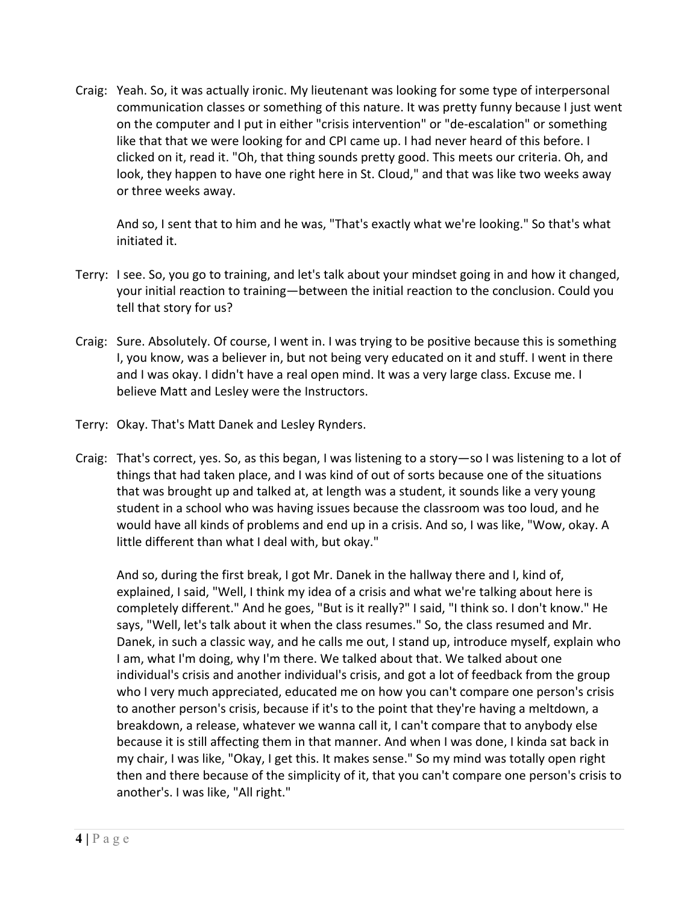Craig: Yeah. So, it was actually ironic. My lieutenant was looking for some type of interpersonal communication classes or something of this nature. It was pretty funny because I just went on the computer and I put in either "crisis intervention" or "de-escalation" or something like that that we were looking for and CPI came up. I had never heard of this before. I clicked on it, read it. "Oh, that thing sounds pretty good. This meets our criteria. Oh, and look, they happen to have one right here in St. Cloud," and that was like two weeks away or three weeks away.

And so, I sent that to him and he was, "That's exactly what we're looking." So that's what initiated it.

Terry: I see. So, you go to training, and let's talk about your mindset going in and how it changed, your initial reaction to training—between the initial reaction to the conclusion. Could you tell that story for us?

Craig: Sure. Absolutely. Of course, I went in. I was trying to be positive because this is something I, you know, was a believer in, but not being very educated on it and stuff. I went in there and I was okay. I didn't have a real open mind. It was a very large class. Excuse me. I believe Matt and Lesley were the Instructors.

Terry: Okay. That's Matt Danek and Lesley Rynders.

Craig: That's correct, yes. So, as this began, I was listening to a story—so I was listening to a lot of things that had taken place, and I was kind of out of sorts because one of the situations that was brought up and talked at, at length was a student, it sounds like a very young student in a school who was having issues because the classroom was too loud, and he would have all kinds of problems and end up in a crisis. And so, I was like, "Wow, okay. A little different than what I deal with, but okay."

And so, during the first break, I got Mr. Danek in the hallway there and I, kind of, explained, I said, "Well, I think my idea of a crisis and what we're talking about here is completely different." And he goes, "But is it really?" I said, "I think so. I don't know." He says, "Well, let's talk about it when the class resumes." So, the class resumed and Mr. Danek, in such a classic way, and he calls me out, I stand up, introduce myself, explain who I am, what I'm doing, why I'm there. We talked about that. We talked about one individual's crisis and another individual's crisis, and got a lot of feedback from the group who I very much appreciated, educated me on how you can't compare one person's crisis to another person's crisis, because if it's to the point that they're having a meltdown, a breakdown, a release, whatever we wanna call it, I can't compare that to anybody else because it is still affecting them in that manner. And when I was done, I kinda sat back in my chair, I was like, "Okay, I get this. It makes sense." So my mind was totally open right then and there because of the simplicity of it, that you can't compare one person's crisis to another's. I was like, "All right."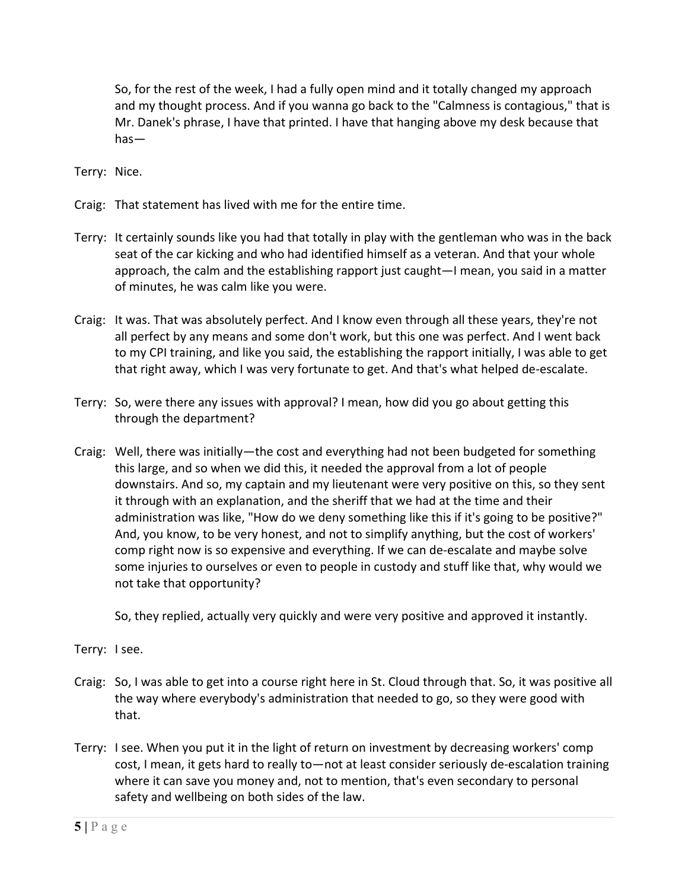So, for the rest of the week, I had a fully open mind and it totally changed my approach and my thought process. And if you wanna go back to the "Calmness is contagious," that is Mr. Danek's phrase, I have that printed. I have that hanging above my desk because that has—

Terry: Nice.

Craig: That statement has lived with me for the entire time.

Terry: It certainly sounds like you had that totally in play with the gentleman who was in the back seat of the car kicking and who had identified himself as a veteran. And that your whole approach, the calm and the establishing rapport just caught—I mean, you said in a matter of minutes, he was calm like you were.

Craig: It was. That was absolutely perfect. And I know even through all these years, they're not all perfect by any means and some don't work, but this one was perfect. And I went back to my CPI training, and like you said, the establishing the rapport initially, I was able to get that right away, which I was very fortunate to get. And that's what helped de-escalate.

Terry: So, were there any issues with approval? I mean, how did you go about getting this through the department?

Craig: Well, there was initially—the cost and everything had not been budgeted for something this large, and so when we did this, it needed the approval from a lot of people downstairs. And so, my captain and my lieutenant were very positive on this, so they sent it through with an explanation, and the sheriff that we had at the time and their administration was like, "How do we deny something like this if it's going to be positive?" And, you know, to be very honest, and not to simplify anything, but the cost of workers' comp right now is so expensive and everything. If we can de-escalate and maybe solve some injuries to ourselves or even to people in custody and stuff like that, why would we not take that opportunity?

So, they replied, actually very quickly and were very positive and approved it instantly.

Terry: I see.

Craig: So, I was able to get into a course right here in St. Cloud through that. So, it was positive all the way where everybody's administration that needed to go, so they were good with that.

Terry: I see. When you put it in the light of return on investment by decreasing workers' comp cost, I mean, it gets hard to really to—not at least consider seriously de-escalation training where it can save you money and, not to mention, that's even secondary to personal safety and wellbeing on both sides of the law.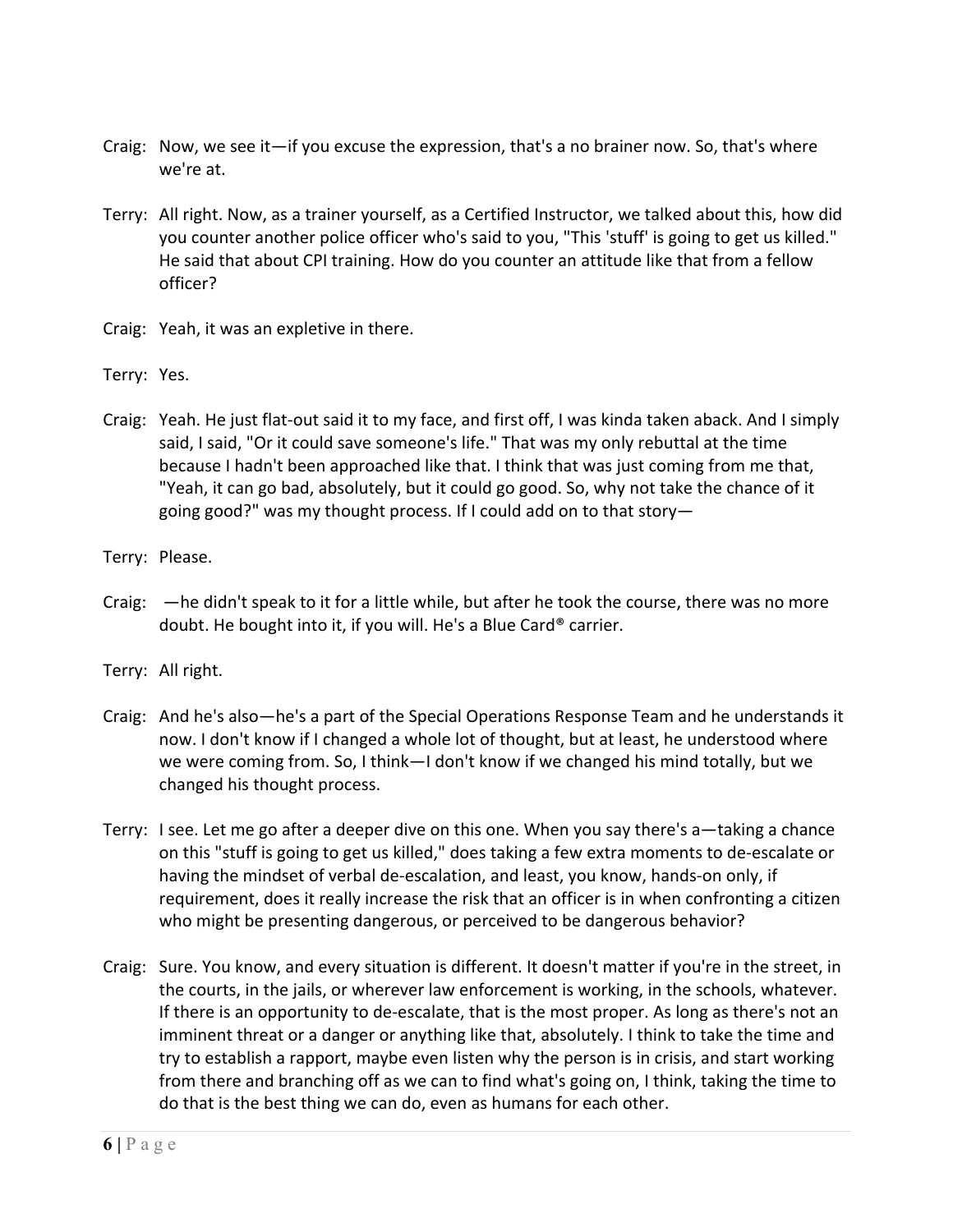Craig: Now, we see it—if you excuse the expression, that's a no brainer now. So, that's where we're at.

Terry: All right. Now, as a trainer yourself, as a Certified Instructor, we talked about this, how did you counter another police officer who's said to you, "This 'stuff' is going to get us killed." He said that about CPI training. How do you counter an attitude like that from a fellow officer?

Craig: Yeah, it was an expletive in there.

Terry: Yes.

Craig: Yeah. He just flat-out said it to my face, and first off, I was kinda taken aback. And I simply said, I said, "Or it could save someone's life." That was my only rebuttal at the time because I hadn't been approached like that. I think that was just coming from me that, "Yeah, it can go bad, absolutely, but it could go good. So, why not take the chance of it going good?" was my thought process. If I could add on to that story—

Terry: Please.

Craig: —he didn't speak to it for a little while, but after he took the course, there was no more doubt. He bought into it, if you will. He's a Blue Card® carrier.

Terry: All right.

Craig: And he's also—he's a part of the Special Operations Response Team and he understands it now. I don't know if I changed a whole lot of thought, but at least, he understood where we were coming from. So, I think—I don't know if we changed his mind totally, but we changed his thought process.

Terry: I see. Let me go after a deeper dive on this one. When you say there's a—taking a chance on this "stuff is going to get us killed," does taking a few extra moments to de-escalate or having the mindset of verbal de-escalation, and least, you know, hands-on only, if requirement, does it really increase the risk that an officer is in when confronting a citizen who might be presenting dangerous, or perceived to be dangerous behavior?

Craig: Sure. You know, and every situation is different. It doesn't matter if you're in the street, in the courts, in the jails, or wherever law enforcement is working, in the schools, whatever. If there is an opportunity to de-escalate, that is the most proper. As long as there's not an imminent threat or a danger or anything like that, absolutely. I think to take the time and try to establish a rapport, maybe even listen why the person is in crisis, and start working from there and branching off as we can to find what's going on, I think, taking the time to do that is the best thing we can do, even as humans for each other.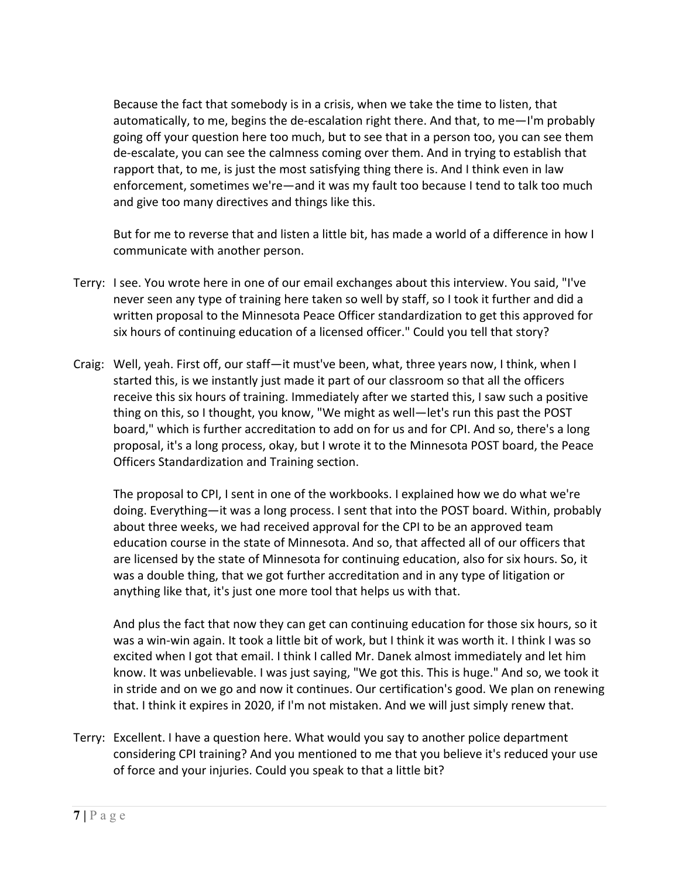Because the fact that somebody is in a crisis, when we take the time to listen, that automatically, to me, begins the de-escalation right there. And that, to me—I'm probably going off your question here too much, but to see that in a person too, you can see them de-escalate, you can see the calmness coming over them. And in trying to establish that rapport that, to me, is just the most satisfying thing there is. And I think even in law enforcement, sometimes we're—and it was my fault too because I tend to talk too much and give too many directives and things like this.

But for me to reverse that and listen a little bit, has made a world of a difference in how I communicate with another person.

Terry: I see. You wrote here in one of our email exchanges about this interview. You said, "I've never seen any type of training here taken so well by staff, so I took it further and did a written proposal to the Minnesota Peace Officer standardization to get this approved for six hours of continuing education of a licensed officer." Could you tell that story?

Craig: Well, yeah. First off, our staff—it must've been, what, three years now, I think, when I started this, is we instantly just made it part of our classroom so that all the officers receive this six hours of training. Immediately after we started this, I saw such a positive thing on this, so I thought, you know, "We might as well—let's run this past the POST board," which is further accreditation to add on for us and for CPI. And so, there's a long proposal, it's a long process, okay, but I wrote it to the Minnesota POST board, the Peace Officers Standardization and Training section.

The proposal to CPI, I sent in one of the workbooks. I explained how we do what we're doing. Everything—it was a long process. I sent that into the POST board. Within, probably about three weeks, we had received approval for the CPI to be an approved team education course in the state of Minnesota. And so, that affected all of our officers that are licensed by the state of Minnesota for continuing education, also for six hours. So, it was a double thing, that we got further accreditation and in any type of litigation or anything like that, it's just one more tool that helps us with that.

And plus the fact that now they can get can continuing education for those six hours, so it was a win-win again. It took a little bit of work, but I think it was worth it. I think I was so excited when I got that email. I think I called Mr. Danek almost immediately and let him know. It was unbelievable. I was just saying, "We got this. This is huge." And so, we took it in stride and on we go and now it continues. Our certification's good. We plan on renewing that. I think it expires in 2020, if I'm not mistaken. And we will just simply renew that.

Terry: Excellent. I have a question here. What would you say to another police department considering CPI training? And you mentioned to me that you believe it's reduced your use of force and your injuries. Could you speak to that a little bit?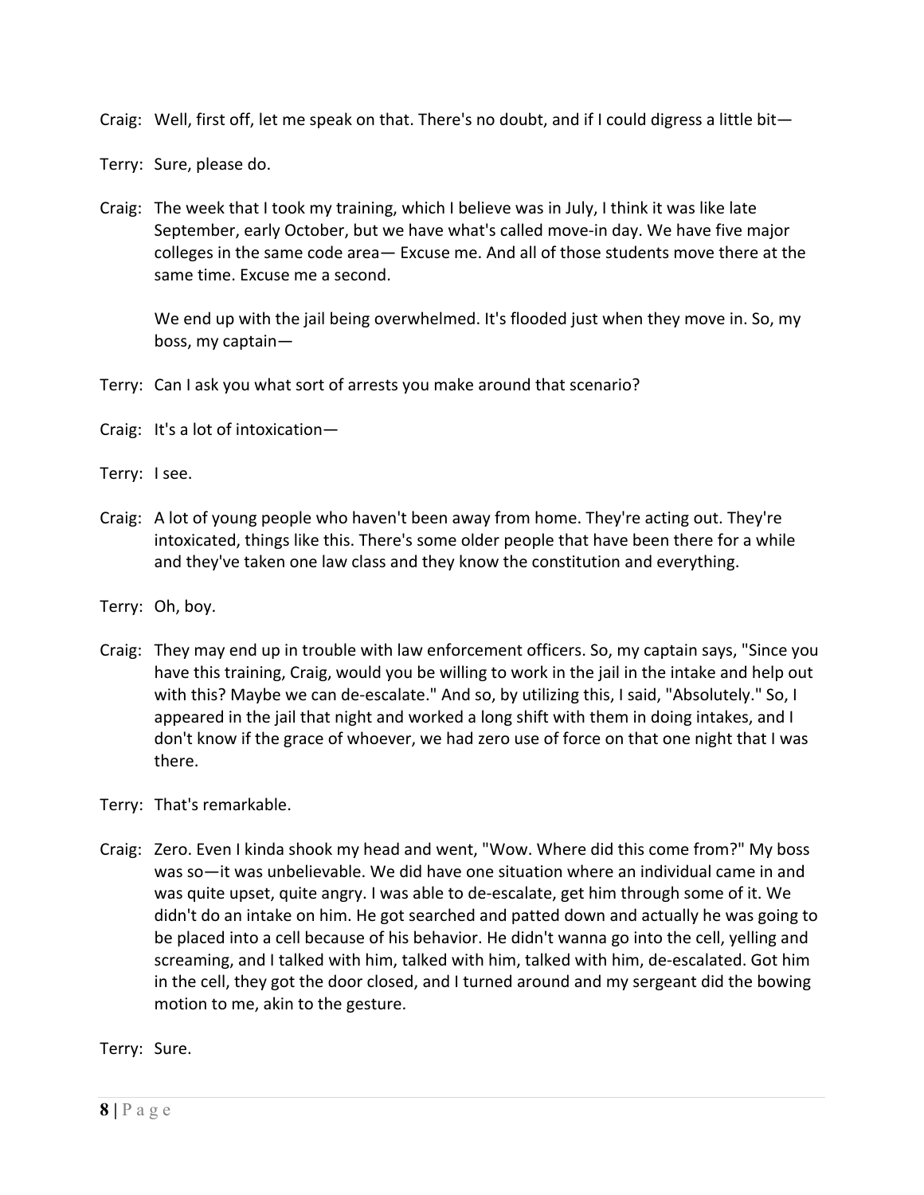Craig: Well, first off, let me speak on that. There's no doubt, and if I could digress a little bit—

Terry: Sure, please do.

Craig: The week that I took my training, which I believe was in July, I think it was like late September, early October, but we have what's called move-in day. We have five major colleges in the same code area— Excuse me. And all of those students move there at the same time. Excuse me a second.

We end up with the jail being overwhelmed. It's flooded just when they move in. So, my boss, my captain—

Terry: Can I ask you what sort of arrests you make around that scenario?

Craig: It's a lot of intoxication—

Terry: I see.

Craig: A lot of young people who haven't been away from home. They're acting out. They're intoxicated, things like this. There's some older people that have been there for a while and they've taken one law class and they know the constitution and everything.

Terry: Oh, boy.

Craig: They may end up in trouble with law enforcement officers. So, my captain says, "Since you have this training, Craig, would you be willing to work in the jail in the intake and help out with this? Maybe we can de-escalate." And so, by utilizing this, I said, "Absolutely." So, I appeared in the jail that night and worked a long shift with them in doing intakes, and I don't know if the grace of whoever, we had zero use of force on that one night that I was there.

Terry: That's remarkable.

Craig: Zero. Even I kinda shook my head and went, "Wow. Where did this come from?" My boss was so—it was unbelievable. We did have one situation where an individual came in and was quite upset, quite angry. I was able to de-escalate, get him through some of it. We didn't do an intake on him. He got searched and patted down and actually he was going to be placed into a cell because of his behavior. He didn't wanna go into the cell, yelling and screaming, and I talked with him, talked with him, talked with him, de-escalated. Got him in the cell, they got the door closed, and I turned around and my sergeant did the bowing motion to me, akin to the gesture.

Terry: Sure.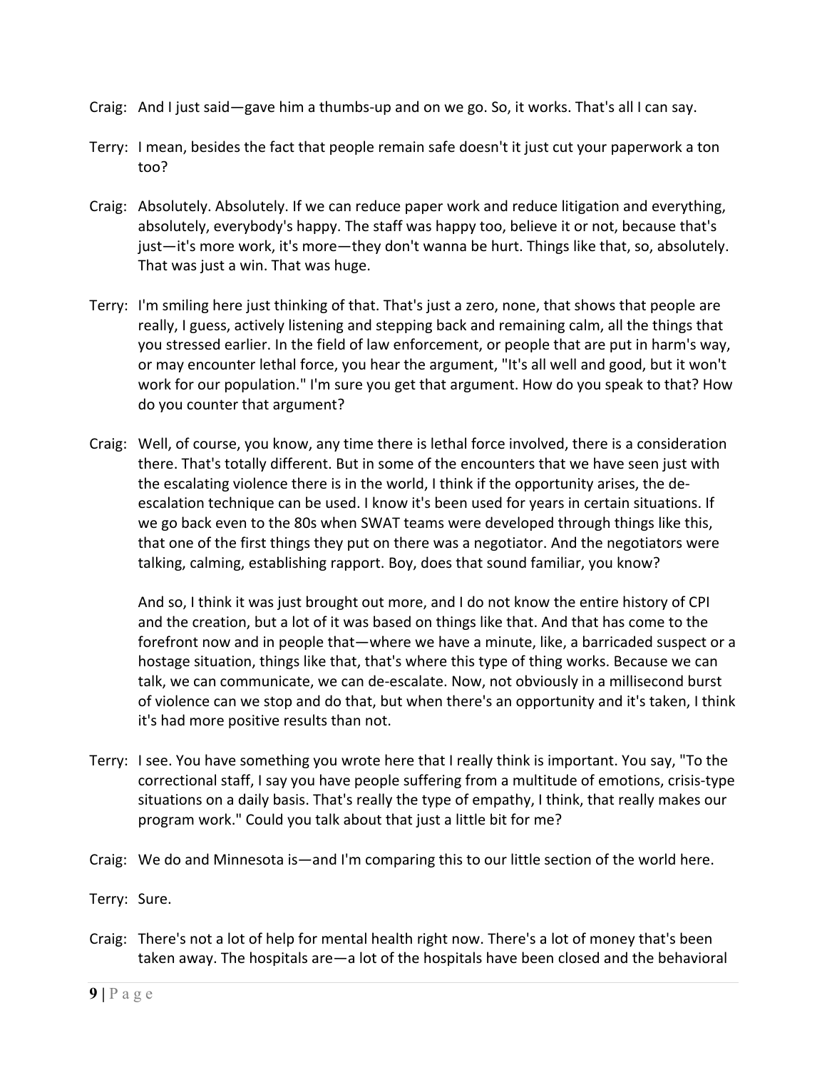Craig: And I just said—gave him a thumbs-up and on we go. So, it works. That's all I can say.

Terry: I mean, besides the fact that people remain safe doesn't it just cut your paperwork a ton too?

Craig: Absolutely. Absolutely. If we can reduce paper work and reduce litigation and everything, absolutely, everybody's happy. The staff was happy too, believe it or not, because that's just—it's more work, it's more—they don't wanna be hurt. Things like that, so, absolutely. That was just a win. That was huge.

Terry: I'm smiling here just thinking of that. That's just a zero, none, that shows that people are really, I guess, actively listening and stepping back and remaining calm, all the things that you stressed earlier. In the field of law enforcement, or people that are put in harm's way, or may encounter lethal force, you hear the argument, "It's all well and good, but it won't work for our population." I'm sure you get that argument. How do you speak to that? How do you counter that argument?

Craig: Well, of course, you know, any time there is lethal force involved, there is a consideration there. That's totally different. But in some of the encounters that we have seen just with the escalating violence there is in the world, I think if the opportunity arises, the de-escalation technique can be used. I know it's been used for years in certain situations. If we go back even to the 80s when SWAT teams were developed through things like this, that one of the first things they put on there was a negotiator. And the negotiators were talking, calming, establishing rapport. Boy, does that sound familiar, you know?

And so, I think it was just brought out more, and I do not know the entire history of CPI and the creation, but a lot of it was based on things like that. And that has come to the forefront now and in people that—where we have a minute, like, a barricaded suspect or a hostage situation, things like that, that's where this type of thing works. Because we can talk, we can communicate, we can de-escalate. Now, not obviously in a millisecond burst of violence can we stop and do that, but when there's an opportunity and it's taken, I think it's had more positive results than not.

Terry: I see. You have something you wrote here that I really think is important. You say, "To the correctional staff, I say you have people suffering from a multitude of emotions, crisis-type situations on a daily basis. That's really the type of empathy, I think, that really makes our program work." Could you talk about that just a little bit for me?

Craig: We do and Minnesota is—and I'm comparing this to our little section of the world here.

Terry: Sure.

Craig: There's not a lot of help for mental health right now. There's a lot of money that's been taken away. The hospitals are—a lot of the hospitals have been closed and the behavioral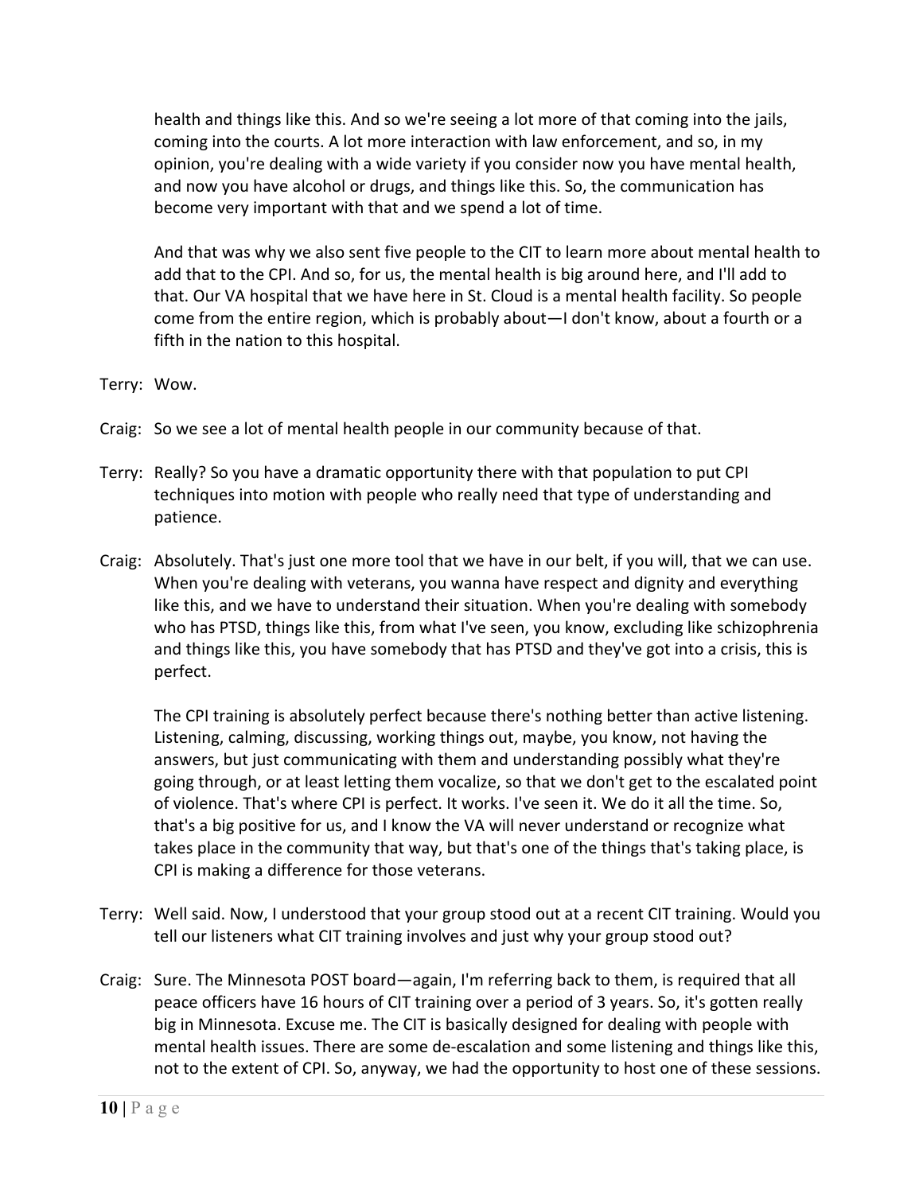health and things like this. And so we're seeing a lot more of that coming into the jails, coming into the courts. A lot more interaction with law enforcement, and so, in my opinion, you're dealing with a wide variety if you consider now you have mental health, and now you have alcohol or drugs, and things like this. So, the communication has become very important with that and we spend a lot of time.

And that was why we also sent five people to the CIT to learn more about mental health to add that to the CPI. And so, for us, the mental health is big around here, and I'll add to that. Our VA hospital that we have here in St. Cloud is a mental health facility. So people come from the entire region, which is probably about—I don't know, about a fourth or a fifth in the nation to this hospital.

Terry: Wow.

Craig: So we see a lot of mental health people in our community because of that.

Terry: Really? So you have a dramatic opportunity there with that population to put CPI techniques into motion with people who really need that type of understanding and patience.

Craig: Absolutely. That's just one more tool that we have in our belt, if you will, that we can use. When you're dealing with veterans, you wanna have respect and dignity and everything like this, and we have to understand their situation. When you're dealing with somebody who has PTSD, things like this, from what I've seen, you know, excluding like schizophrenia and things like this, you have somebody that has PTSD and they've got into a crisis, this is perfect.

The CPI training is absolutely perfect because there's nothing better than active listening. Listening, calming, discussing, working things out, maybe, you know, not having the answers, but just communicating with them and understanding possibly what they're going through, or at least letting them vocalize, so that we don't get to the escalated point of violence. That's where CPI is perfect. It works. I've seen it. We do it all the time. So, that's a big positive for us, and I know the VA will never understand or recognize what takes place in the community that way, but that's one of the things that's taking place, is CPI is making a difference for those veterans.

Terry: Well said. Now, I understood that your group stood out at a recent CIT training. Would you tell our listeners what CIT training involves and just why your group stood out?

Craig: Sure. The Minnesota POST board—again, I'm referring back to them, is required that all peace officers have 16 hours of CIT training over a period of 3 years. So, it's gotten really big in Minnesota. Excuse me. The CIT is basically designed for dealing with people with mental health issues. There are some de-escalation and some listening and things like this, not to the extent of CPI. So, anyway, we had the opportunity to host one of these sessions.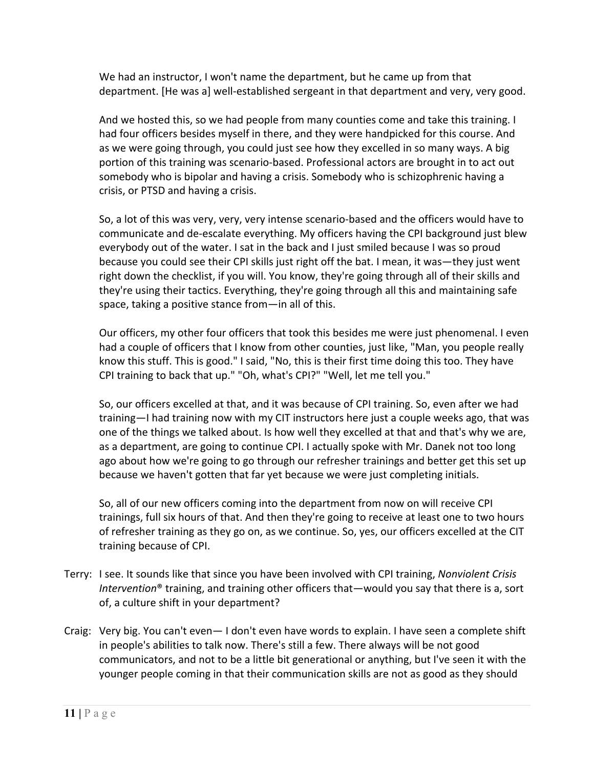We had an instructor, I won't name the department, but he came up from that department. [He was a] well-established sergeant in that department and very, very good.

And we hosted this, so we had people from many counties come and take this training. I had four officers besides myself in there, and they were handpicked for this course. And as we were going through, you could just see how they excelled in so many ways. A big portion of this training was scenario-based. Professional actors are brought in to act out somebody who is bipolar and having a crisis. Somebody who is schizophrenic having a crisis, or PTSD and having a crisis.

So, a lot of this was very, very, very intense scenario-based and the officers would have to communicate and de-escalate everything. My officers having the CPI background just blew everybody out of the water. I sat in the back and I just smiled because I was so proud because you could see their CPI skills just right off the bat. I mean, it was—they just went right down the checklist, if you will. You know, they're going through all of their skills and they're using their tactics. Everything, they're going through all this and maintaining safe space, taking a positive stance from—in all of this.

Our officers, my other four officers that took this besides me were just phenomenal. I even had a couple of officers that I know from other counties, just like, "Man, you people really know this stuff. This is good." I said, "No, this is their first time doing this too. They have CPI training to back that up." "Oh, what's CPI?" "Well, let me tell you."

So, our officers excelled at that, and it was because of CPI training. So, even after we had training—I had training now with my CIT instructors here just a couple weeks ago, that was one of the things we talked about. Is how well they excelled at that and that's why we are, as a department, are going to continue CPI. I actually spoke with Mr. Danek not too long ago about how we're going to go through our refresher trainings and better get this set up because we haven't gotten that far yet because we were just completing initials.

So, all of our new officers coming into the department from now on will receive CPI trainings, full six hours of that. And then they're going to receive at least one to two hours of refresher training as they go on, as we continue. So, yes, our officers excelled at the CIT training because of CPI.

Terry: I see. It sounds like that since you have been involved with CPI training, *Nonviolent Crisis Intervention*® training, and training other officers that—would you say that there is a, sort of, a culture shift in your department?

Craig: Very big. You can't even— I don't even have words to explain. I have seen a complete shift in people's abilities to talk now. There's still a few. There always will be not good communicators, and not to be a little bit generational or anything, but I've seen it with the younger people coming in that their communication skills are not as good as they should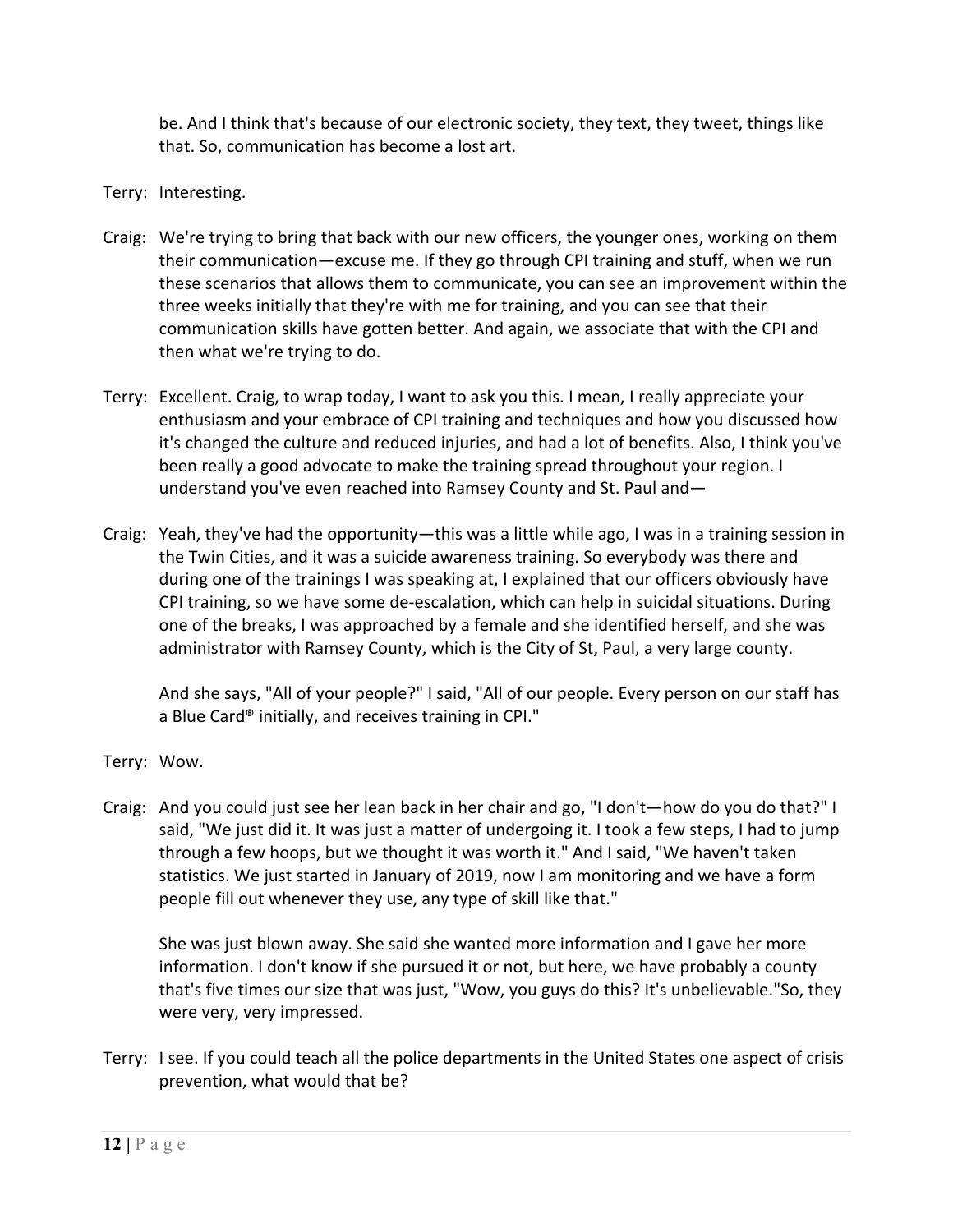be. And I think that's because of our electronic society, they text, they tweet, things like that. So, communication has become a lost art.

Terry: Interesting.

Craig: We're trying to bring that back with our new officers, the younger ones, working on them their communication—excuse me. If they go through CPI training and stuff, when we run these scenarios that allows them to communicate, you can see an improvement within the three weeks initially that they're with me for training, and you can see that their communication skills have gotten better. And again, we associate that with the CPI and then what we're trying to do.

Terry: Excellent. Craig, to wrap today, I want to ask you this. I mean, I really appreciate your enthusiasm and your embrace of CPI training and techniques and how you discussed how it's changed the culture and reduced injuries, and had a lot of benefits. Also, I think you've been really a good advocate to make the training spread throughout your region. I understand you've even reached into Ramsey County and St. Paul and—

Craig: Yeah, they've had the opportunity—this was a little while ago, I was in a training session in the Twin Cities, and it was a suicide awareness training. So everybody was there and during one of the trainings I was speaking at, I explained that our officers obviously have CPI training, so we have some de-escalation, which can help in suicidal situations. During one of the breaks, I was approached by a female and she identified herself, and she was administrator with Ramsey County, which is the City of St, Paul, a very large county.

And she says, "All of your people?" I said, "All of our people. Every person on our staff has a Blue Card® initially, and receives training in CPI."

Terry: Wow.

Craig: And you could just see her lean back in her chair and go, "I don't—how do you do that?" I said, "We just did it. It was just a matter of undergoing it. I took a few steps, I had to jump through a few hoops, but we thought it was worth it." And I said, "We haven't taken statistics. We just started in January of 2019, now I am monitoring and we have a form people fill out whenever they use, any type of skill like that."

She was just blown away. She said she wanted more information and I gave her more information. I don't know if she pursued it or not, but here, we have probably a county that's five times our size that was just, "Wow, you guys do this? It's unbelievable."So, they were very, very impressed.

Terry: I see. If you could teach all the police departments in the United States one aspect of crisis prevention, what would that be?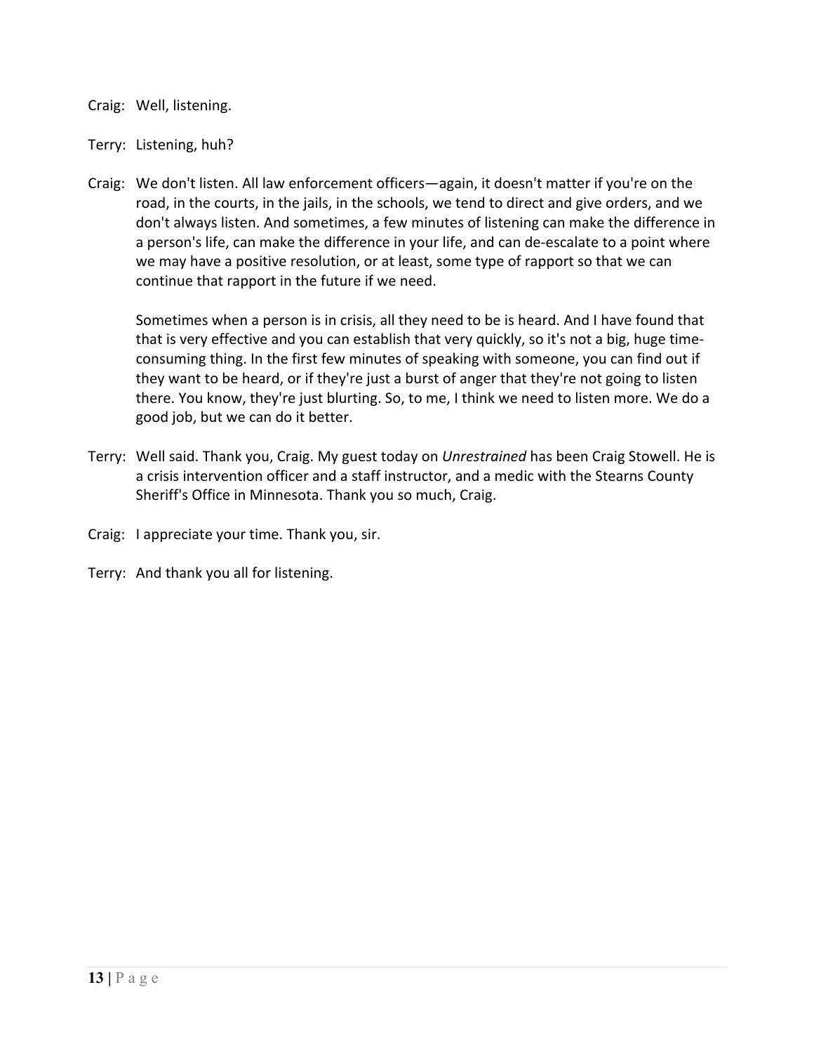Craig: Well, listening.

Terry: Listening, huh?

Craig: We don't listen. All law enforcement officers—again, it doesn't matter if you're on the road, in the courts, in the jails, in the schools, we tend to direct and give orders, and we don't always listen. And sometimes, a few minutes of listening can make the difference in a person's life, can make the difference in your life, and can de-escalate to a point where we may have a positive resolution, or at least, some type of rapport so that we can continue that rapport in the future if we need.

Sometimes when a person is in crisis, all they need to be is heard. And I have found that that is very effective and you can establish that very quickly, so it's not a big, huge time-consuming thing. In the first few minutes of speaking with someone, you can find out if they want to be heard, or if they're just a burst of anger that they're not going to listen there. You know, they're just blurting. So, to me, I think we need to listen more. We do a good job, but we can do it better.

Terry: Well said. Thank you, Craig. My guest today on *Unrestrained* has been Craig Stowell. He is a crisis intervention officer and a staff instructor, and a medic with the Stearns County Sheriff's Office in Minnesota. Thank you so much, Craig.

Craig: I appreciate your time. Thank you, sir.

Terry: And thank you all for listening.